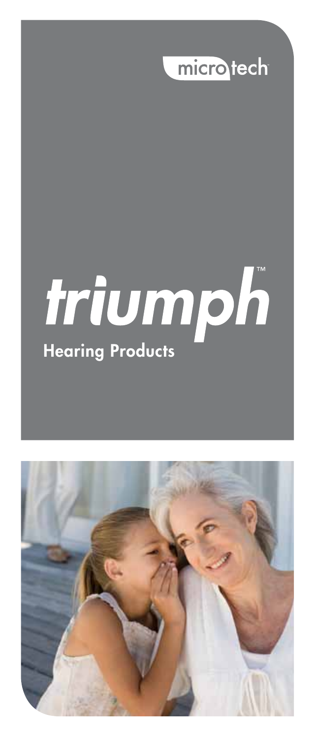microtech™

# triumph™

## Hearing Products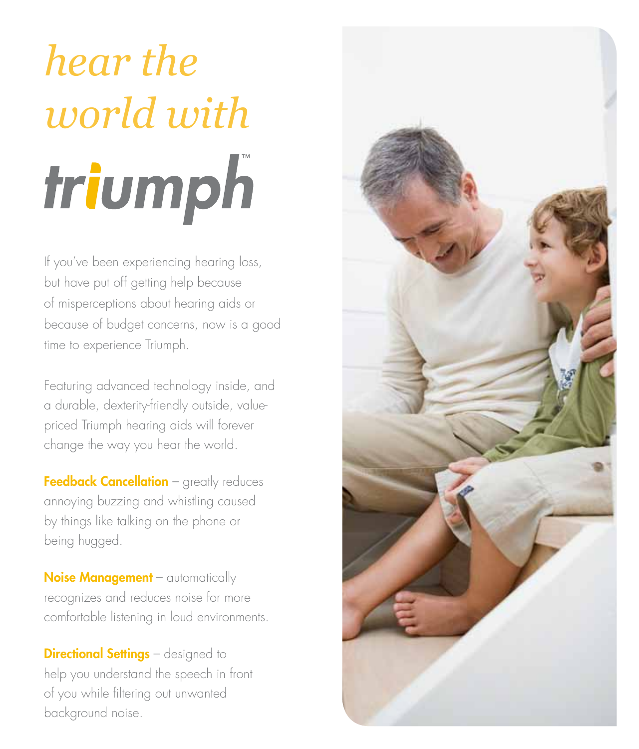# hear the world with triumph™

If you've been experiencing hearing loss, but have put off getting help because of misperceptions about hearing aids or because of budget concerns, now is a good time to experience Triumph.

Featuring advanced technology inside, and a durable, dexterity-friendly outside, value-priced Triumph hearing aids will forever change the way you hear the world.

**Feedback Cancellation** – greatly reduces annoying buzzing and whistling caused by things like talking on the phone or being hugged.

**Noise Management** – automatically recognizes and reduces noise for more comfortable listening in loud environments.

**Directional Settings** – designed to help you understand the speech in front of you while filtering out unwanted background noise.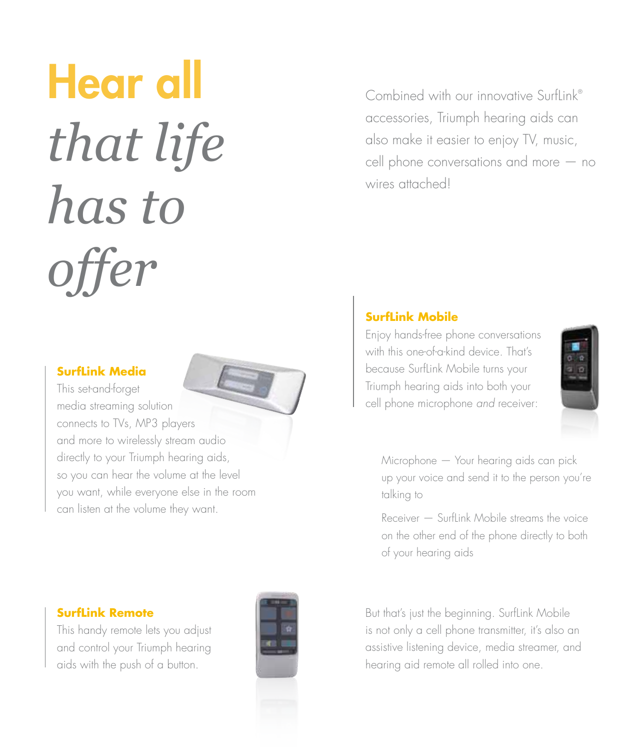# Hear all *that life has to offer*

Combined with our innovative SurfLink® accessories, Triumph hearing aids can also make it easier to enjoy TV, music, cell phone conversations and more — no wires attached!

### SurfLink Media

This set-and-forget media streaming solution connects to TVs, MP3 players and more to wirelessly stream audio directly to your Triumph hearing aids, so you can hear the volume at the level you want, while everyone else in the room can listen at the volume they want.

### SurfLink Mobile

Enjoy hands-free phone conversations with this one-of-a-kind device. That's because SurfLink Mobile turns your Triumph hearing aids into both your cell phone microphone *and* receiver:

Microphone — Your hearing aids can pick up your voice and send it to the person you're talking to

Receiver — SurfLink Mobile streams the voice on the other end of the phone directly to both of your hearing aids

But that's just the beginning. SurfLink Mobile is not only a cell phone transmitter, it's also an assistive listening device, media streamer, and hearing aid remote all rolled into one.

### SurfLink Remote

This handy remote lets you adjust and control your Triumph hearing aids with the push of a button.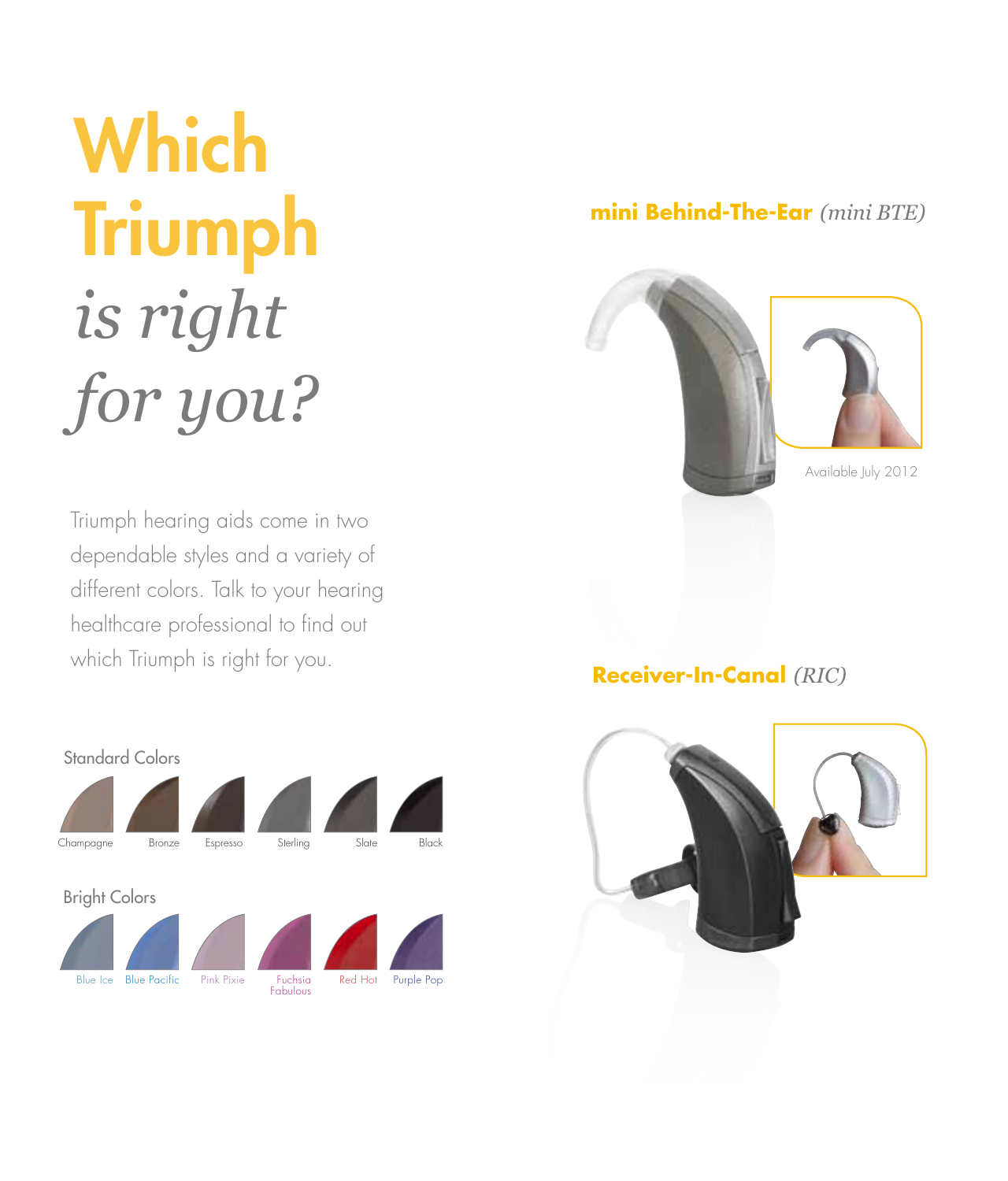# **Which Triumph** *is right for you?*

Triumph hearing aids come in two dependable styles and a variety of different colors. Talk to your hearing healthcare professional to find out which Triumph is right for you.

### Standard Colors

Champagne, Bronze, Espresso, Sterling, Slate, Black

### Bright Colors

Blue Ice, Blue Pacific, Pink Pixie, Fuchsia Fabulous, Red Hot, Purple Pop

## **mini Behind-The-Ear** *(mini BTE)*

Available July 2012

## **Receiver-In-Canal** *(RIC)*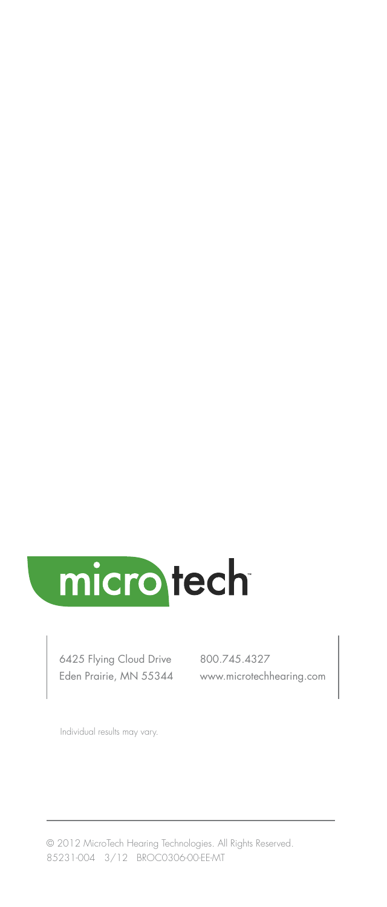microtech™

6425 Flying Cloud Drive
Eden Prairie, MN 55344

800.745.4327
www.microtechhearing.com

Individual results may vary.

---

© 2012 MicroTech Hearing Technologies. All Rights Reserved.
85231-004 3/12 BROC0306-00-EE-MT